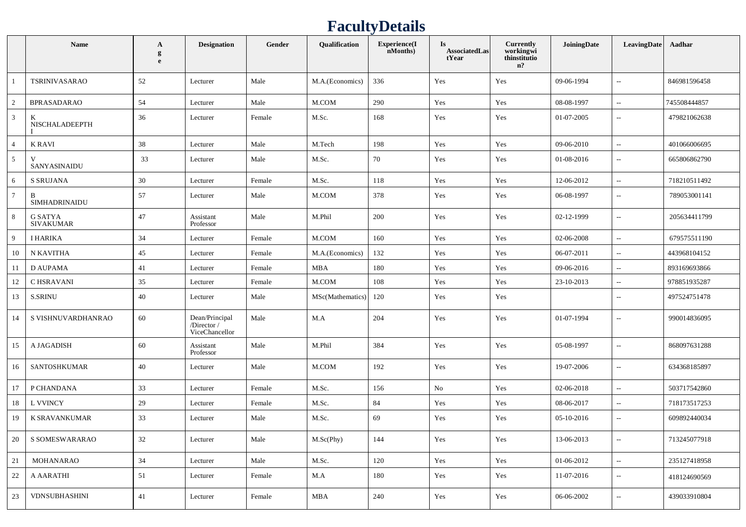# FacultyDetails

| | Name | Age | Designation | Gender | Qualification | Experience(InMonths) | Is AssociatedLastYear | Currently workingwithinstitution? | JoiningDate | LeavingDate | Aadhar |
|---|---|---|---|---|---|---|---|---|---|---|---|
| 1 | TSRINIVASARAO | 52 | Lecturer | Male | M.A.(Economics) | 336 | Yes | Yes | 09-06-1994 | -- | 846981596458 |
| 2 | BPRASADARAO | 54 | Lecturer | Male | M.COM | 290 | Yes | Yes | 08-08-1997 | -- | 745508444857 |
| 3 | K NISCHALADEEPTHI | 36 | Lecturer | Female | M.Sc. | 168 | Yes | Yes | 01-07-2005 | -- | 479821062638 |
| 4 | K RAVI | 38 | Lecturer | Male | M.Tech | 198 | Yes | Yes | 09-06-2010 | -- | 401066006695 |
| 5 | V SANYASINAIDU | 33 | Lecturer | Male | M.Sc. | 70 | Yes | Yes | 01-08-2016 | -- | 665806862790 |
| 6 | S SRUJANA | 30 | Lecturer | Female | M.Sc. | 118 | Yes | Yes | 12-06-2012 | -- | 718210511492 |
| 7 | B SIMHADRINAIDU | 57 | Lecturer | Male | M.COM | 378 | Yes | Yes | 06-08-1997 | -- | 789053001141 |
| 8 | G SATYA SIVAKUMAR | 47 | Assistant Professor | Male | M.Phil | 200 | Yes | Yes | 02-12-1999 | -- | 205634411799 |
| 9 | I HARIKA | 34 | Lecturer | Female | M.COM | 160 | Yes | Yes | 02-06-2008 | -- | 679575511190 |
| 10 | N KAVITHA | 45 | Lecturer | Female | M.A.(Economics) | 132 | Yes | Yes | 06-07-2011 | -- | 443968104152 |
| 11 | D AUPAMA | 41 | Lecturer | Female | MBA | 180 | Yes | Yes | 09-06-2016 | -- | 893169693866 |
| 12 | C HSRAVANI | 35 | Lecturer | Female | M.COM | 108 | Yes | Yes | 23-10-2013 | -- | 978851935287 |
| 13 | S.SRINU | 40 | Lecturer | Male | MSc(Mathematics) | 120 | Yes | Yes | | -- | 497524751478 |
| 14 | S VISHNUVARDHANRAO | 60 | Dean/Principal /Director / ViceChancellor | Male | M.A | 204 | Yes | Yes | 01-07-1994 | -- | 990014836095 |
| 15 | A JAGADISH | 60 | Assistant Professor | Male | M.Phil | 384 | Yes | Yes | 05-08-1997 | -- | 868097631288 |
| 16 | SANTOSHKUMAR | 40 | Lecturer | Male | M.COM | 192 | Yes | Yes | 19-07-2006 | -- | 634368185897 |
| 17 | P CHANDANA | 33 | Lecturer | Female | M.Sc. | 156 | No | Yes | 02-06-2018 | -- | 503717542860 |
| 18 | L VVINCY | 29 | Lecturer | Female | M.Sc. | 84 | Yes | Yes | 08-06-2017 | -- | 718173517253 |
| 19 | K SRAVANKUMAR | 33 | Lecturer | Male | M.Sc. | 69 | Yes | Yes | 05-10-2016 | -- | 609892440034 |
| 20 | S SOMESWARARAO | 32 | Lecturer | Male | M.Sc(Phy) | 144 | Yes | Yes | 13-06-2013 | -- | 713245077918 |
| 21 | MOHANARAO | 34 | Lecturer | Male | M.Sc. | 120 | Yes | Yes | 01-06-2012 | -- | 235127418958 |
| 22 | A AARATHI | 51 | Lecturer | Female | M.A | 180 | Yes | Yes | 11-07-2016 | -- | 418124690569 |
| 23 | VDNSUBHASHINI | 41 | Lecturer | Female | MBA | 240 | Yes | Yes | 06-06-2002 | -- | 439033910804 |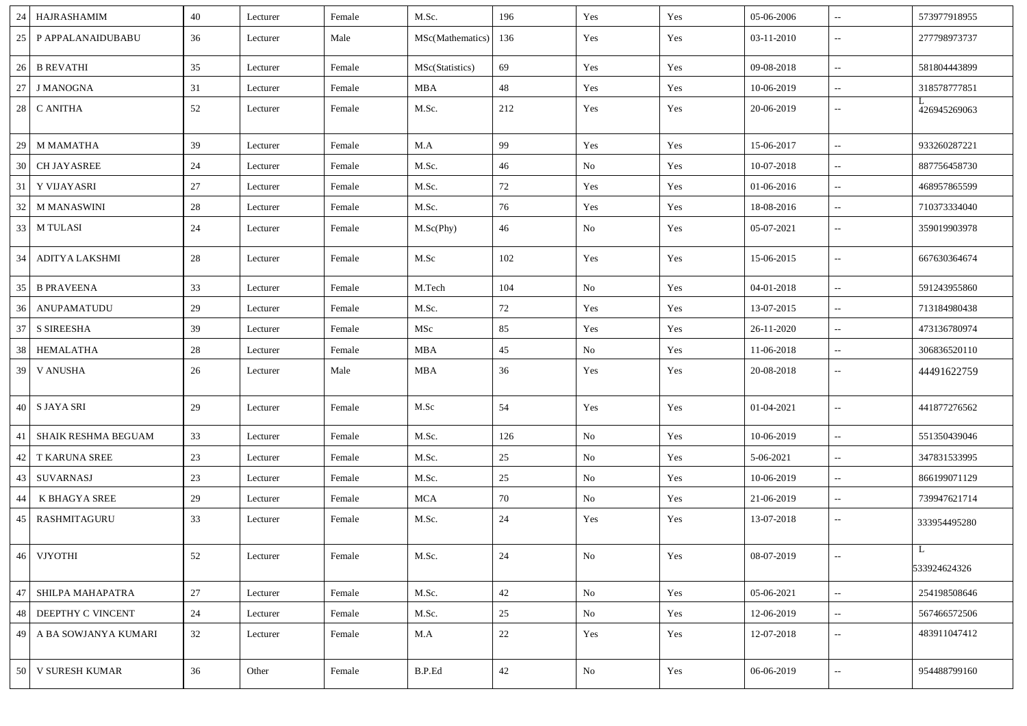| | | | | | | | | | | |
|---|---|---|---|---|---|---|---|---|---|---|
| 24 | HAJRASHAMIM | 40 | Lecturer | Female | M.Sc. | 196 | Yes | Yes | 05-06-2006 | -- | 573977918955 |
| 25 | P APPALANAIDUBABU | 36 | Lecturer | Male | MSc(Mathematics) | 136 | Yes | Yes | 03-11-2010 | -- | 277798973737 |
| 26 | B REVATHI | 35 | Lecturer | Female | MSc(Statistics) | 69 | Yes | Yes | 09-08-2018 | -- | 581804443899 |
| 27 | J MANOGNA | 31 | Lecturer | Female | MBA | 48 | Yes | Yes | 10-06-2019 | -- | 318578777851 |
| 28 | C ANITHA | 52 | Lecturer | Female | M.Sc. | 212 | Yes | Yes | 20-06-2019 | -- | L 426945269063 |
| 29 | M MAMATHA | 39 | Lecturer | Female | M.A | 99 | Yes | Yes | 15-06-2017 | -- | 933260287221 |
| 30 | CH JAYASREE | 24 | Lecturer | Female | M.Sc. | 46 | No | Yes | 10-07-2018 | -- | 887756458730 |
| 31 | Y VIJAYASRI | 27 | Lecturer | Female | M.Sc. | 72 | Yes | Yes | 01-06-2016 | -- | 468957865599 |
| 32 | M MANASWINI | 28 | Lecturer | Female | M.Sc. | 76 | Yes | Yes | 18-08-2016 | -- | 710373334040 |
| 33 | M TULASI | 24 | Lecturer | Female | M.Sc(Phy) | 46 | No | Yes | 05-07-2021 | -- | 359019903978 |
| 34 | ADITYA LAKSHMI | 28 | Lecturer | Female | M.Sc | 102 | Yes | Yes | 15-06-2015 | -- | 667630364674 |
| 35 | B PRAVEENA | 33 | Lecturer | Female | M.Tech | 104 | No | Yes | 04-01-2018 | -- | 591243955860 |
| 36 | ANUPAMATUDU | 29 | Lecturer | Female | M.Sc. | 72 | Yes | Yes | 13-07-2015 | -- | 713184980438 |
| 37 | S SIREESHA | 39 | Lecturer | Female | MSc | 85 | Yes | Yes | 26-11-2020 | -- | 473136780974 |
| 38 | HEMALATHA | 28 | Lecturer | Female | MBA | 45 | No | Yes | 11-06-2018 | -- | 306836520110 |
| 39 | V ANUSHA | 26 | Lecturer | Male | MBA | 36 | Yes | Yes | 20-08-2018 | -- | 44491622759 |
| 40 | S JAYA SRI | 29 | Lecturer | Female | M.Sc | 54 | Yes | Yes | 01-04-2021 | -- | 441877276562 |
| 41 | SHAIK RESHMA BEGUAM | 33 | Lecturer | Female | M.Sc. | 126 | No | Yes | 10-06-2019 | -- | 551350439046 |
| 42 | T KARUNA SREE | 23 | Lecturer | Female | M.Sc. | 25 | No | Yes | 5-06-2021 | -- | 347831533995 |
| 43 | SUVARNASJ | 23 | Lecturer | Female | M.Sc. | 25 | No | Yes | 10-06-2019 | -- | 866199071129 |
| 44 | K BHAGYA SREE | 29 | Lecturer | Female | MCA | 70 | No | Yes | 21-06-2019 | -- | 739947621714 |
| 45 | RASHMITAGURU | 33 | Lecturer | Female | M.Sc. | 24 | Yes | Yes | 13-07-2018 | -- | 333954495280 |
| 46 | VJYOTHI | 52 | Lecturer | Female | M.Sc. | 24 | No | Yes | 08-07-2019 | -- | L 533924624326 |
| 47 | SHILPA MAHAPATRA | 27 | Lecturer | Female | M.Sc. | 42 | No | Yes | 05-06-2021 | -- | 254198508646 |
| 48 | DEEPTHY C VINCENT | 24 | Lecturer | Female | M.Sc. | 25 | No | Yes | 12-06-2019 | -- | 567466572506 |
| 49 | A BA SOWJANYA KUMARI | 32 | Lecturer | Female | M.A | 22 | Yes | Yes | 12-07-2018 | -- | 483911047412 |
| 50 | V SURESH KUMAR | 36 | Other | Female | B.P.Ed | 42 | No | Yes | 06-06-2019 | -- | 954488799160 |